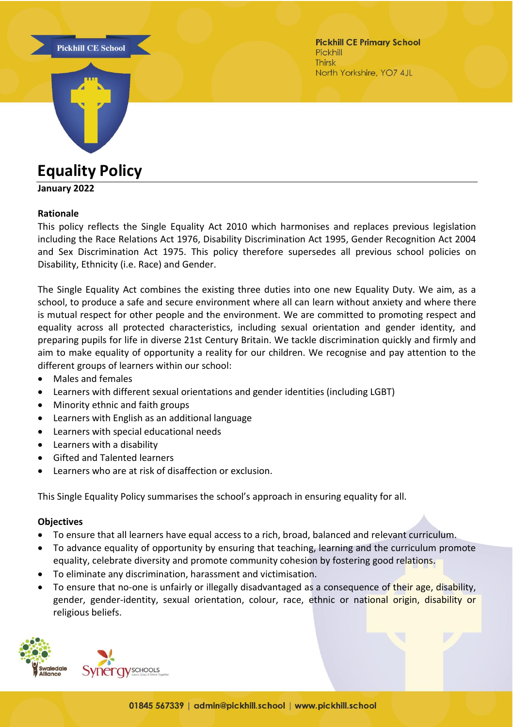# Equality Policy

**January 2022**

**Rationale**

This policy reflects the Single Equality Act 2010 which harmonises and replaces previous legislation including the Race Relations Act 1976, Disability Discrimination Act 1995, Gender Recognition Act 2004 and Sex Discrimination Act 1975. This policy therefore supersedes all previous school policies on Disability, Ethnicity (i.e. Race) and Gender.

The Single Equality Act combines the existing three duties into one new Equality Duty. We aim, as a school, to produce a safe and secure environment where all can learn without anxiety and where there is mutual respect for other people and the environment. We are committed to promoting respect and equality across all protected characteristics, including sexual orientation and gender identity, and preparing pupils for life in diverse 21st Century Britain. We tackle discrimination quickly and firmly and aim to make equality of opportunity a reality for our children. We recognise and pay attention to the different groups of learners within our school:

- Males and females
- Learners with different sexual orientations and gender identities (including LGBT)
- Minority ethnic and faith groups
- Learners with English as an additional language
- Learners with special educational needs
- Learners with a disability
- Gifted and Talented learners
- Learners who are at risk of disaffection or exclusion.

This Single Equality Policy summarises the school's approach in ensuring equality for all.

**Objectives**

- To ensure that all learners have equal access to a rich, broad, balanced and relevant curriculum.
- To advance equality of opportunity by ensuring that teaching, learning and the curriculum promote equality, celebrate diversity and promote community cohesion by fostering good relations.
- To eliminate any discrimination, harassment and victimisation.
- To ensure that no-one is unfairly or illegally disadvantaged as a consequence of their age, disability, gender, gender-identity, sexual orientation, colour, race, ethnic or national origin, disability or religious beliefs.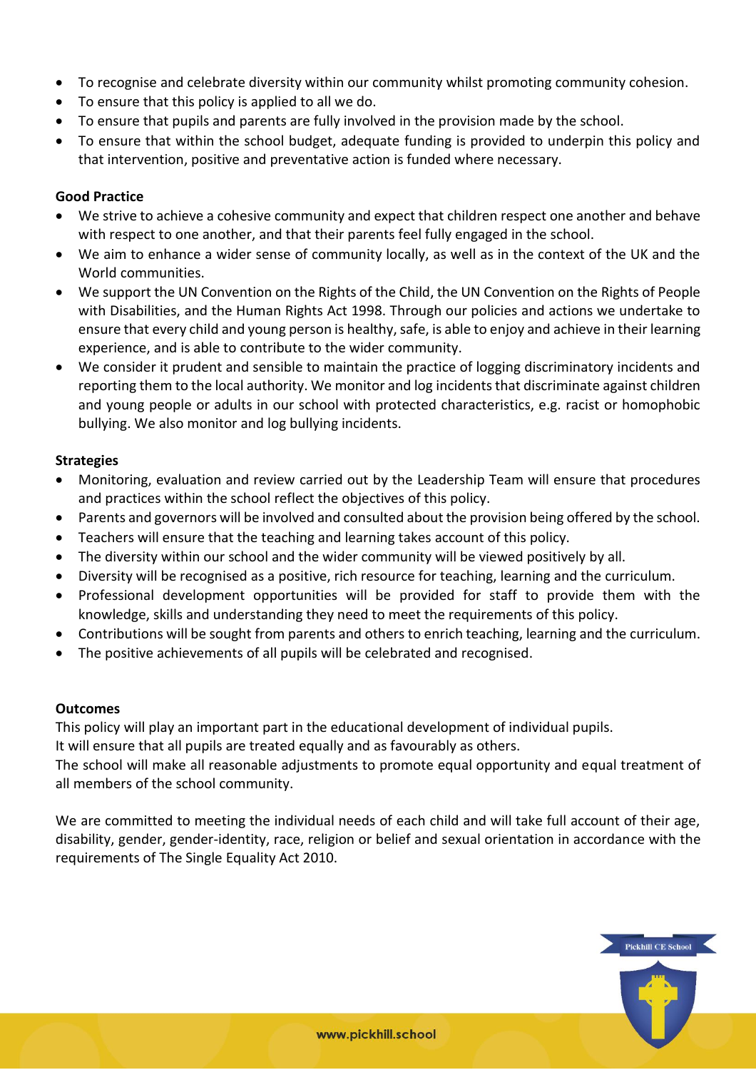- To recognise and celebrate diversity within our community whilst promoting community cohesion.
- To ensure that this policy is applied to all we do.
- To ensure that pupils and parents are fully involved in the provision made by the school.
- To ensure that within the school budget, adequate funding is provided to underpin this policy and that intervention, positive and preventative action is funded where necessary.

**Good Practice**

- We strive to achieve a cohesive community and expect that children respect one another and behave with respect to one another, and that their parents feel fully engaged in the school.
- We aim to enhance a wider sense of community locally, as well as in the context of the UK and the World communities.
- We support the UN Convention on the Rights of the Child, the UN Convention on the Rights of People with Disabilities, and the Human Rights Act 1998. Through our policies and actions we undertake to ensure that every child and young person is healthy, safe, is able to enjoy and achieve in their learning experience, and is able to contribute to the wider community.
- We consider it prudent and sensible to maintain the practice of logging discriminatory incidents and reporting them to the local authority. We monitor and log incidents that discriminate against children and young people or adults in our school with protected characteristics, e.g. racist or homophobic bullying. We also monitor and log bullying incidents.

**Strategies**

- Monitoring, evaluation and review carried out by the Leadership Team will ensure that procedures and practices within the school reflect the objectives of this policy.
- Parents and governors will be involved and consulted about the provision being offered by the school.
- Teachers will ensure that the teaching and learning takes account of this policy.
- The diversity within our school and the wider community will be viewed positively by all.
- Diversity will be recognised as a positive, rich resource for teaching, learning and the curriculum.
- Professional development opportunities will be provided for staff to provide them with the knowledge, skills and understanding they need to meet the requirements of this policy.
- Contributions will be sought from parents and others to enrich teaching, learning and the curriculum.
- The positive achievements of all pupils will be celebrated and recognised.

**Outcomes**

This policy will play an important part in the educational development of individual pupils.
It will ensure that all pupils are treated equally and as favourably as others.
The school will make all reasonable adjustments to promote equal opportunity and equal treatment of all members of the school community.

We are committed to meeting the individual needs of each child and will take full account of their age, disability, gender, gender-identity, race, religion or belief and sexual orientation in accordance with the requirements of The Single Equality Act 2010.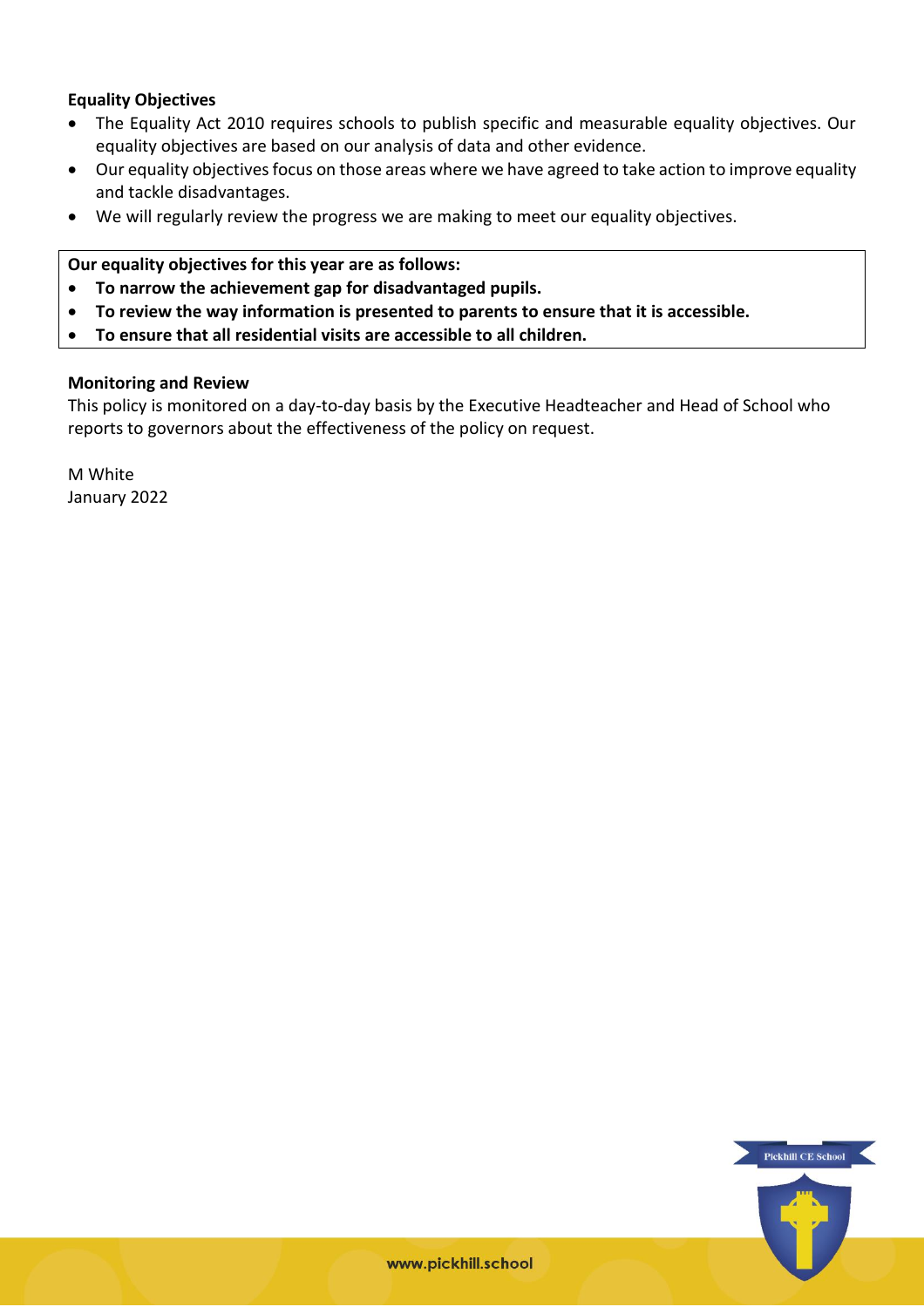**Equality Objectives**

- The Equality Act 2010 requires schools to publish specific and measurable equality objectives. Our equality objectives are based on our analysis of data and other evidence.
- Our equality objectives focus on those areas where we have agreed to take action to improve equality and tackle disadvantages.
- We will regularly review the progress we are making to meet our equality objectives.

**Our equality objectives for this year are as follows:**

- **To narrow the achievement gap for disadvantaged pupils.**
- **To review the way information is presented to parents to ensure that it is accessible.**
- **To ensure that all residential visits are accessible to all children.**

**Monitoring and Review**

This policy is monitored on a day-to-day basis by the Executive Headteacher and Head of School who reports to governors about the effectiveness of the policy on request.

M White
January 2022